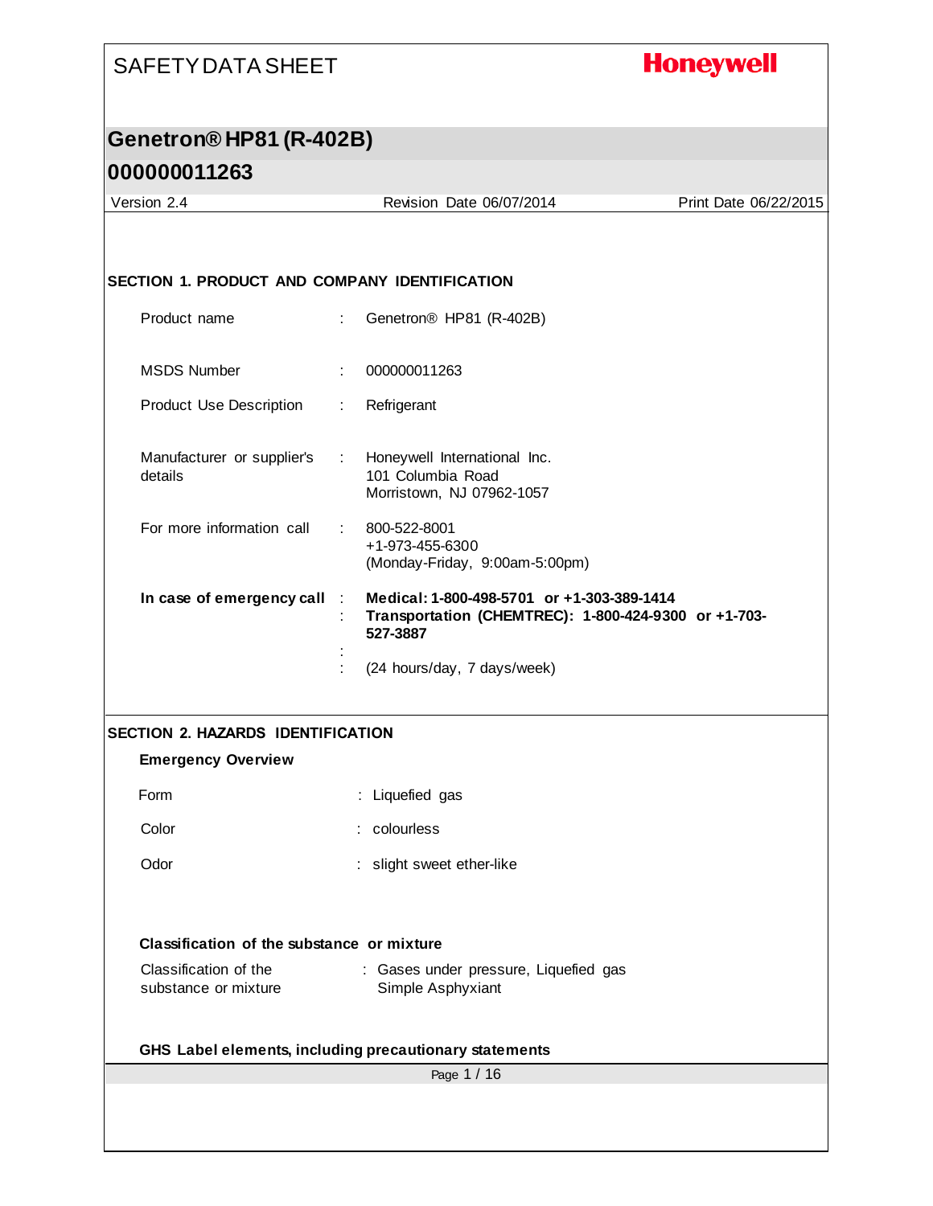SAFETY DATA SHEET

**Honeywell**

# Genetron® HP81 (R-402B)

# 000000011263

Version 2.4 | Revision Date 06/07/2014 | Print Date 06/22/2015

## SECTION 1. PRODUCT AND COMPANY IDENTIFICATION

| | | |
|---|---|---|
| Product name | : | Genetron® HP81 (R-402B) |
| MSDS Number | : | 000000011263 |
| Product Use Description | : | Refrigerant |
| Manufacturer or supplier's details | : | Honeywell International Inc.<br>101 Columbia Road<br>Morristown, NJ 07962-1057 |
| For more information call | : | 800-522-8001<br>+1-973-455-6300<br>(Monday-Friday, 9:00am-5:00pm) |
| **In case of emergency call** | : | **Medical: 1-800-498-5701 or +1-303-389-1414** |
| | : | **Transportation (CHEMTREC): 1-800-424-9300 or +1-703-527-3887** |
| | : | |
| | : | (24 hours/day, 7 days/week) |

## SECTION 2. HAZARDS IDENTIFICATION

### Emergency Overview

| | | |
|---|---|---|
| Form | : | Liquefied gas |
| Color | : | colourless |
| Odor | : | slight sweet ether-like |

### Classification of the substance or mixture

| | | |
|---|---|---|
| Classification of the substance or mixture | : | Gases under pressure, Liquefied gas<br>Simple Asphyxiant |

### GHS Label elements, including precautionary statements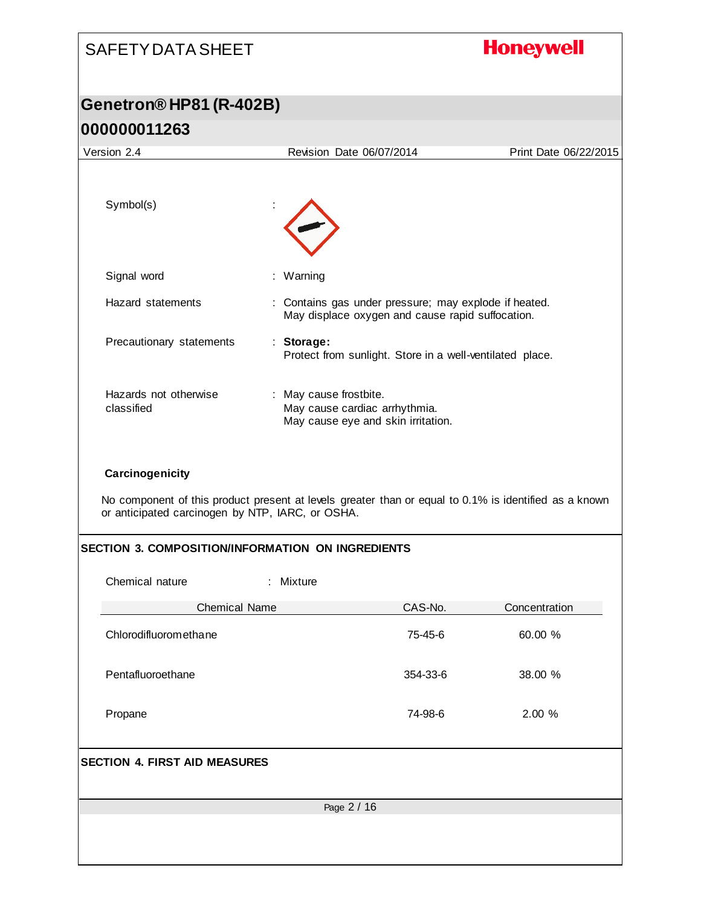Symbol(s) :

Signal word : Warning

Hazard statements : Contains gas under pressure; may explode if heated.
May displace oxygen and cause rapid suffocation.

Precautionary statements : **Storage:**
Protect from sunlight. Store in a well-ventilated place.

Hazards not otherwise classified : May cause frostbite.
May cause cardiac arrhythmia.
May cause eye and skin irritation.

**Carcinogenicity**

No component of this product present at levels greater than or equal to 0.1% is identified as a known or anticipated carcinogen by NTP, IARC, or OSHA.

## SECTION 3. COMPOSITION/INFORMATION ON INGREDIENTS

Chemical nature : Mixture

| Chemical Name | CAS-No. | Concentration |
|---|---|---|
| Chlorodifluoromethane | 75-45-6 | 60.00 % |
| Pentafluoroethane | 354-33-6 | 38.00 % |
| Propane | 74-98-6 | 2.00 % |

## SECTION 4. FIRST AID MEASURES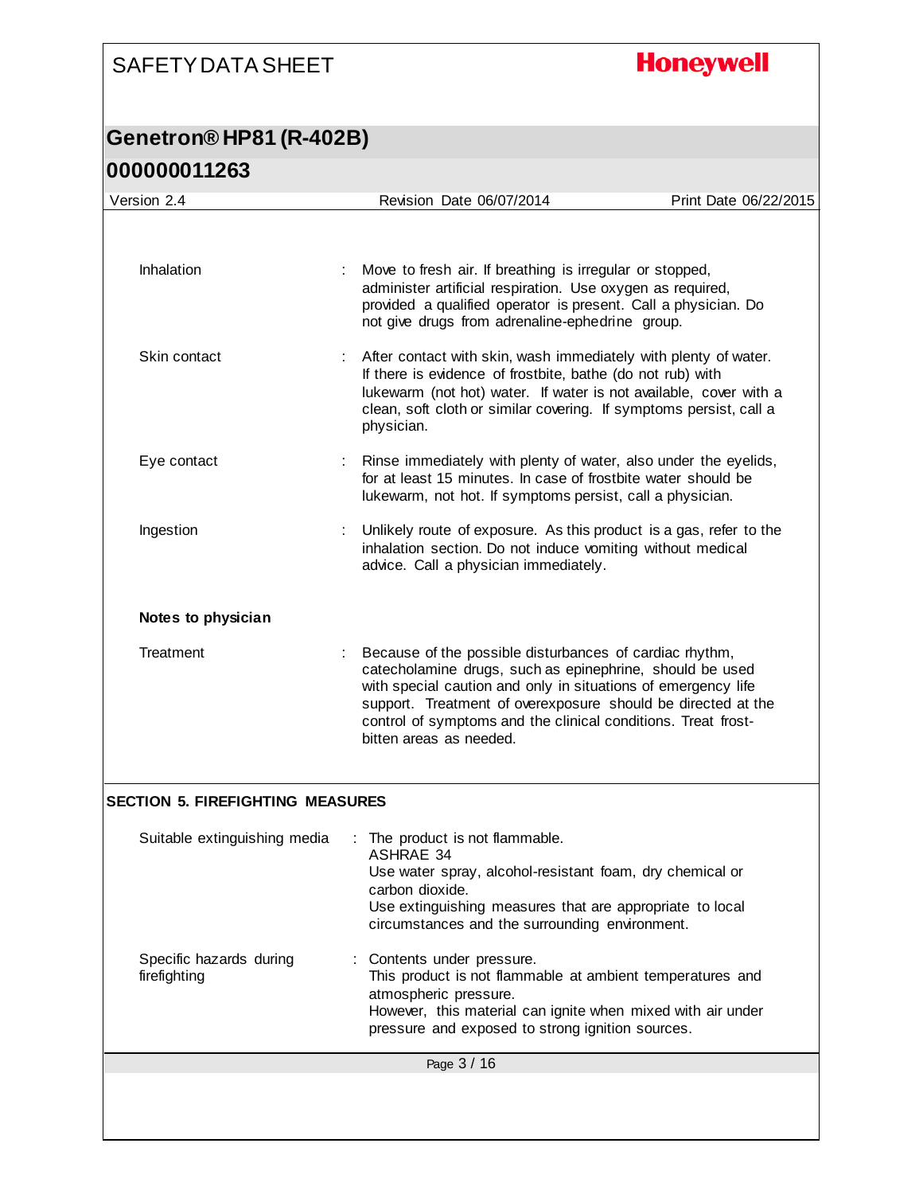| | |
|---|---|
| Inhalation | Move to fresh air. If breathing is irregular or stopped, administer artificial respiration. Use oxygen as required, provided a qualified operator is present. Call a physician. Do not give drugs from adrenaline-ephedrine group. |
| Skin contact | After contact with skin, wash immediately with plenty of water. If there is evidence of frostbite, bathe (do not rub) with lukewarm (not hot) water. If water is not available, cover with a clean, soft cloth or similar covering. If symptoms persist, call a physician. |
| Eye contact | Rinse immediately with plenty of water, also under the eyelids, for at least 15 minutes. In case of frostbite water should be lukewarm, not hot. If symptoms persist, call a physician. |
| Ingestion | Unlikely route of exposure. As this product is a gas, refer to the inhalation section. Do not induce vomiting without medical advice. Call a physician immediately. |

**Notes to physician**

| | |
|---|---|
| Treatment | Because of the possible disturbances of cardiac rhythm, catecholamine drugs, such as epinephrine, should be used with special caution and only in situations of emergency life support. Treatment of overexposure should be directed at the control of symptoms and the clinical conditions. Treat frost-bitten areas as needed. |

## SECTION 5. FIREFIGHTING MEASURES

| | |
|---|---|
| Suitable extinguishing media | The product is not flammable.<br>ASHRAE 34<br>Use water spray, alcohol-resistant foam, dry chemical or carbon dioxide.<br>Use extinguishing measures that are appropriate to local circumstances and the surrounding environment. |
| Specific hazards during firefighting | Contents under pressure.<br>This product is not flammable at ambient temperatures and atmospheric pressure.<br>However, this material can ignite when mixed with air under pressure and exposed to strong ignition sources. |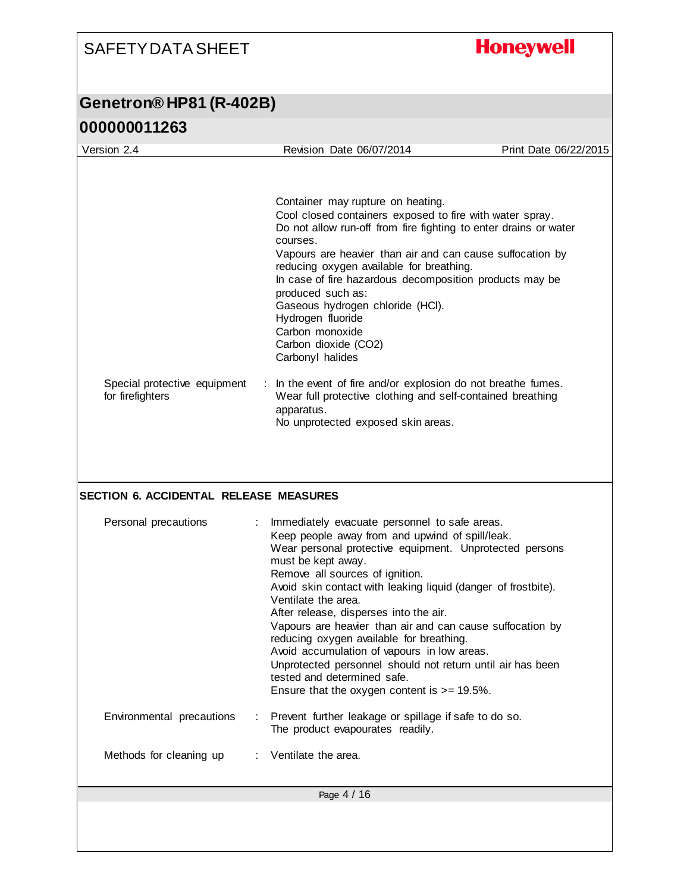Container may rupture on heating.
Cool closed containers exposed to fire with water spray.
Do not allow run-off from fire fighting to enter drains or water courses.
Vapours are heavier than air and can cause suffocation by reducing oxygen available for breathing.
In case of fire hazardous decomposition products may be produced such as:
Gaseous hydrogen chloride (HCl).
Hydrogen fluoride
Carbon monoxide
Carbon dioxide ($CO_2$)
Carbonyl halides

Special protective equipment for firefighters : In the event of fire and/or explosion do not breathe fumes.
Wear full protective clothing and self-contained breathing apparatus.
No unprotected exposed skin areas.

## SECTION 6. ACCIDENTAL RELEASE MEASURES

Personal precautions : Immediately evacuate personnel to safe areas.
Keep people away from and upwind of spill/leak.
Wear personal protective equipment. Unprotected persons must be kept away.
Remove all sources of ignition.
Avoid skin contact with leaking liquid (danger of frostbite).
Ventilate the area.
After release, disperses into the air.
Vapours are heavier than air and can cause suffocation by reducing oxygen available for breathing.
Avoid accumulation of vapours in low areas.
Unprotected personnel should not return until air has been tested and determined safe.
Ensure that the oxygen content is >= 19.5%.

Environmental precautions : Prevent further leakage or spillage if safe to do so.
The product evapourates readily.

Methods for cleaning up : Ventilate the area.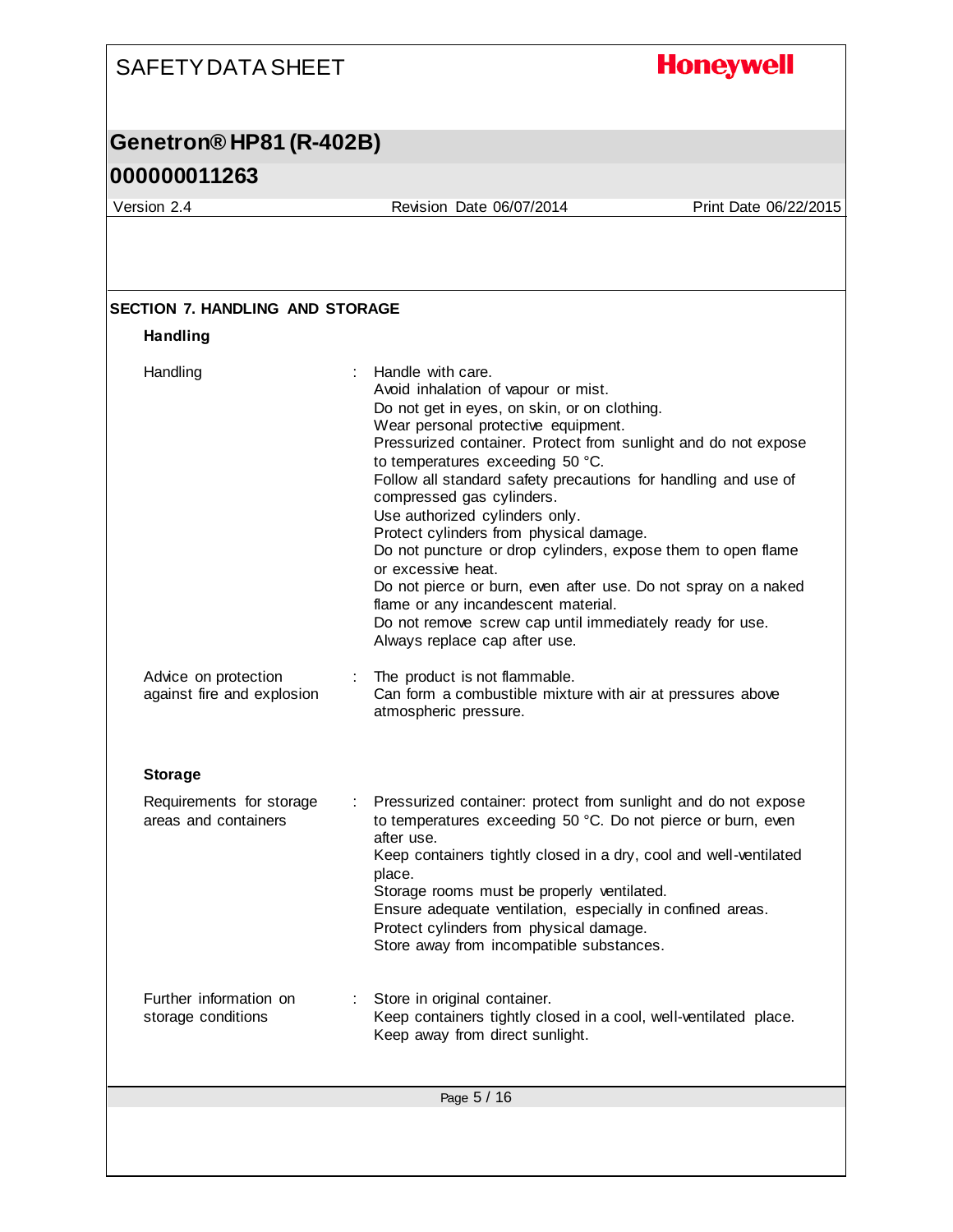## SECTION 7. HANDLING AND STORAGE

### Handling

| | |
|---|---|
| Handling | Handle with care.<br>Avoid inhalation of vapour or mist.<br>Do not get in eyes, on skin, or on clothing.<br>Wear personal protective equipment.<br>Pressurized container. Protect from sunlight and do not expose to temperatures exceeding 50 °C.<br>Follow all standard safety precautions for handling and use of compressed gas cylinders.<br>Use authorized cylinders only.<br>Protect cylinders from physical damage.<br>Do not puncture or drop cylinders, expose them to open flame or excessive heat.<br>Do not pierce or burn, even after use. Do not spray on a naked flame or any incandescent material.<br>Do not remove screw cap until immediately ready for use.<br>Always replace cap after use. |
| Advice on protection against fire and explosion | The product is not flammable.<br>Can form a combustible mixture with air at pressures above atmospheric pressure. |

### Storage

| | |
|---|---|
| Requirements for storage areas and containers | Pressurized container: protect from sunlight and do not expose to temperatures exceeding 50 °C. Do not pierce or burn, even after use.<br>Keep containers tightly closed in a dry, cool and well-ventilated place.<br>Storage rooms must be properly ventilated.<br>Ensure adequate ventilation, especially in confined areas.<br>Protect cylinders from physical damage.<br>Store away from incompatible substances. |
| Further information on storage conditions | Store in original container.<br>Keep containers tightly closed in a cool, well-ventilated place.<br>Keep away from direct sunlight. |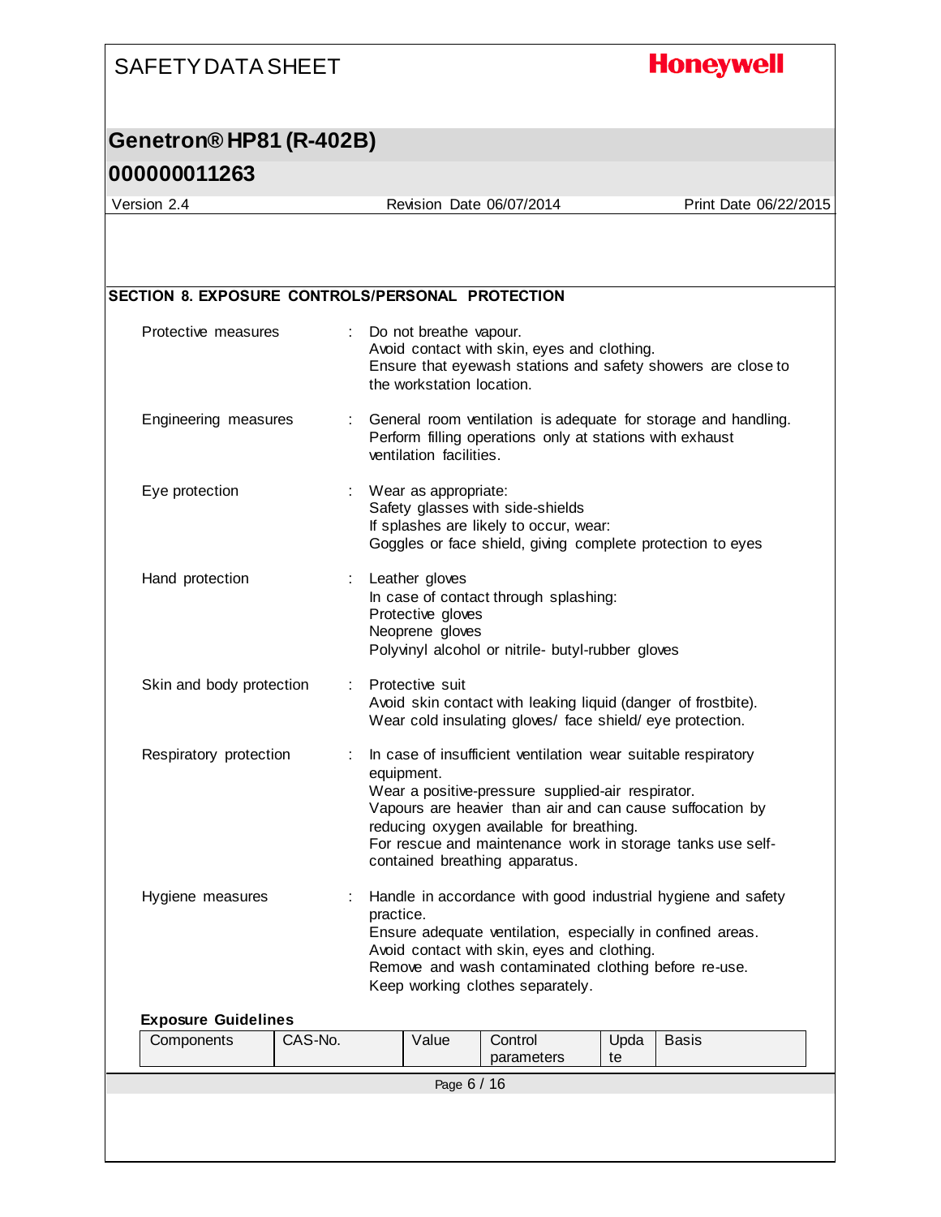## SECTION 8. EXPOSURE CONTROLS/PERSONAL PROTECTION

**Protective measures** : Do not breathe vapour.
Avoid contact with skin, eyes and clothing.
Ensure that eyewash stations and safety showers are close to the workstation location.

**Engineering measures** : General room ventilation is adequate for storage and handling.
Perform filling operations only at stations with exhaust ventilation facilities.

**Eye protection** : Wear as appropriate:
Safety glasses with side-shields
If splashes are likely to occur, wear:
Goggles or face shield, giving complete protection to eyes

**Hand protection** : Leather gloves
In case of contact through splashing:
Protective gloves
Neoprene gloves
Polyvinyl alcohol or nitrile- butyl-rubber gloves

**Skin and body protection** : Protective suit
Avoid skin contact with leaking liquid (danger of frostbite).
Wear cold insulating gloves/ face shield/ eye protection.

**Respiratory protection** : In case of insufficient ventilation wear suitable respiratory equipment.
Wear a positive-pressure supplied-air respirator.
Vapours are heavier than air and can cause suffocation by reducing oxygen available for breathing.
For rescue and maintenance work in storage tanks use self-contained breathing apparatus.

**Hygiene measures** : Handle in accordance with good industrial hygiene and safety practice.
Ensure adequate ventilation, especially in confined areas.
Avoid contact with skin, eyes and clothing.
Remove and wash contaminated clothing before re-use.
Keep working clothes separately.

### Exposure Guidelines

| Components | CAS-No. | Value | Control parameters | Update | Basis |
|---|---|---|---|---|---|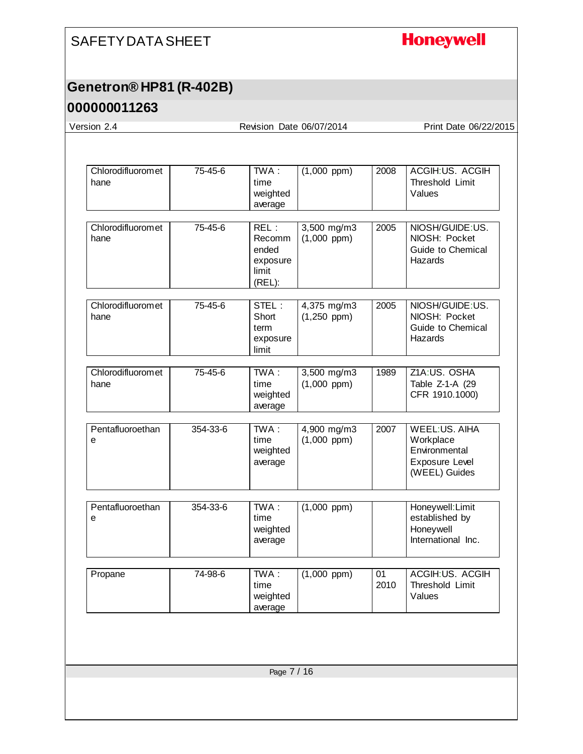| Chlorodifluoromethane | 75-45-6 | TWA : time weighted average | (1,000 ppm) | 2008 | ACGIH:US. ACGIH Threshold Limit Values |
|---|---|---|---|---|---|
| Chlorodifluoromethane | 75-45-6 | REL : Recommended exposure limit (REL): | 3,500 mg/m3 (1,000 ppm) | 2005 | NIOSH/GUIDE:US. NIOSH: Pocket Guide to Chemical Hazards |
| Chlorodifluoromethane | 75-45-6 | STEL : Short term exposure limit | 4,375 mg/m3 (1,250 ppm) | 2005 | NIOSH/GUIDE:US. NIOSH: Pocket Guide to Chemical Hazards |
| Chlorodifluoromethane | 75-45-6 | TWA : time weighted average | 3,500 mg/m3 (1,000 ppm) | 1989 | Z1A:US. OSHA Table Z-1-A (29 CFR 1910.1000) |
| Pentafluoroethane | 354-33-6 | TWA : time weighted average | 4,900 mg/m3 (1,000 ppm) | 2007 | WEEL:US. AIHA Workplace Environmental Exposure Level (WEEL) Guides |
| Pentafluoroethane | 354-33-6 | TWA : time weighted average | (1,000 ppm) | | Honeywell:Limit established by Honeywell International Inc. |
| Propane | 74-98-6 | TWA : time weighted average | (1,000 ppm) | 01 2010 | ACGIH:US. ACGIH Threshold Limit Values |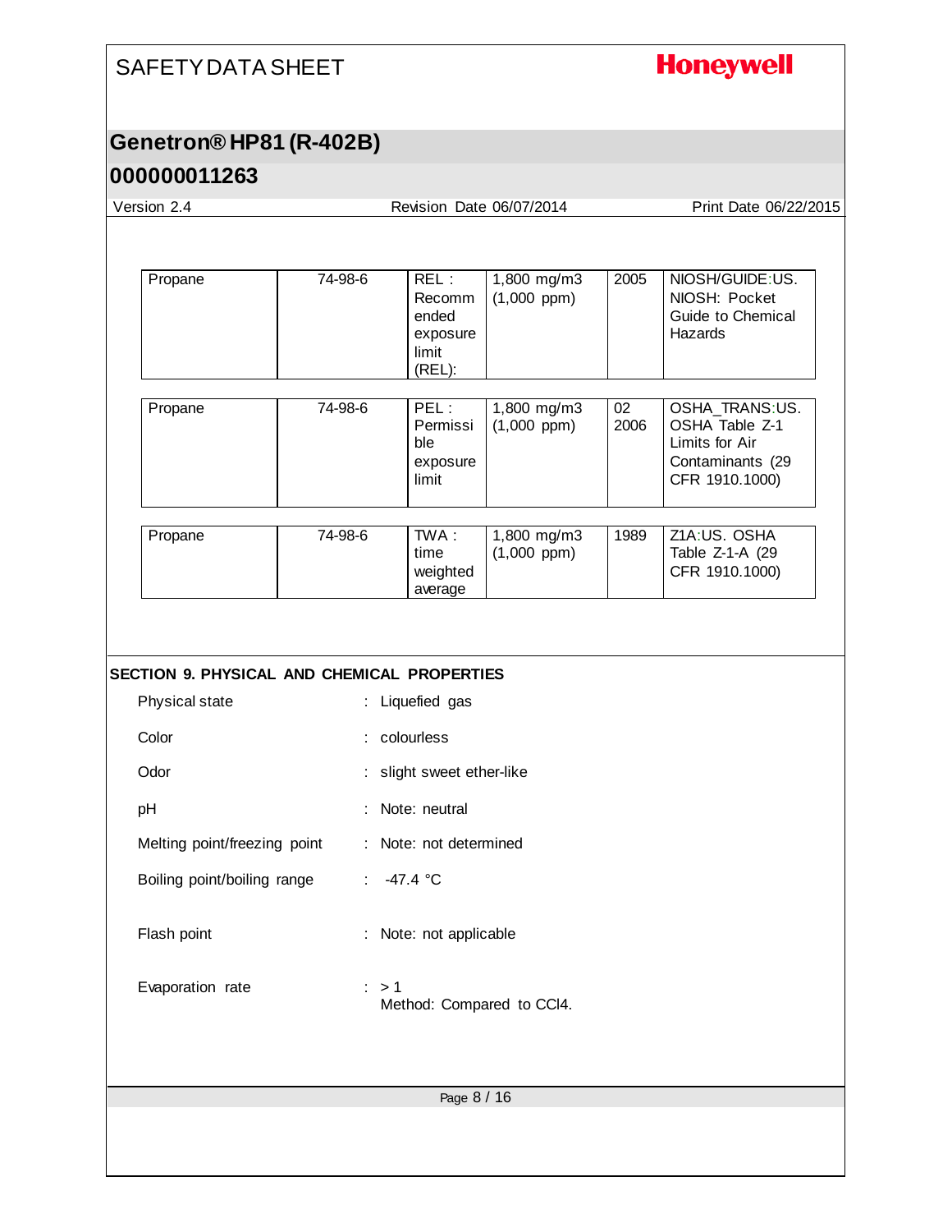| Propane | 74-98-6 | REL : Recommended exposure limit (REL): | 1,800 mg/m3 (1,000 ppm) | 2005 | NIOSH/GUIDE:US. NIOSH: Pocket Guide to Chemical Hazards |
|---|---|---|---|---|---|
| Propane | 74-98-6 | PEL : Permissible exposure limit | 1,800 mg/m3 (1,000 ppm) | 02 2006 | OSHA_TRANS:US. OSHA Table Z-1 Limits for Air Contaminants (29 CFR 1910.1000) |
| Propane | 74-98-6 | TWA : time weighted average | 1,800 mg/m3 (1,000 ppm) | 1989 | Z1A:US. OSHA Table Z-1-A (29 CFR 1910.1000) |

## SECTION 9. PHYSICAL AND CHEMICAL PROPERTIES

Physical state : Liquefied gas

Color : colourless

Odor : slight sweet ether-like

pH : Note: neutral

Melting point/freezing point : Note: not determined

Boiling point/boiling range : -47.4 °C

Flash point : Note: not applicable

Evaporation rate : > 1
Method: Compared to CCl4.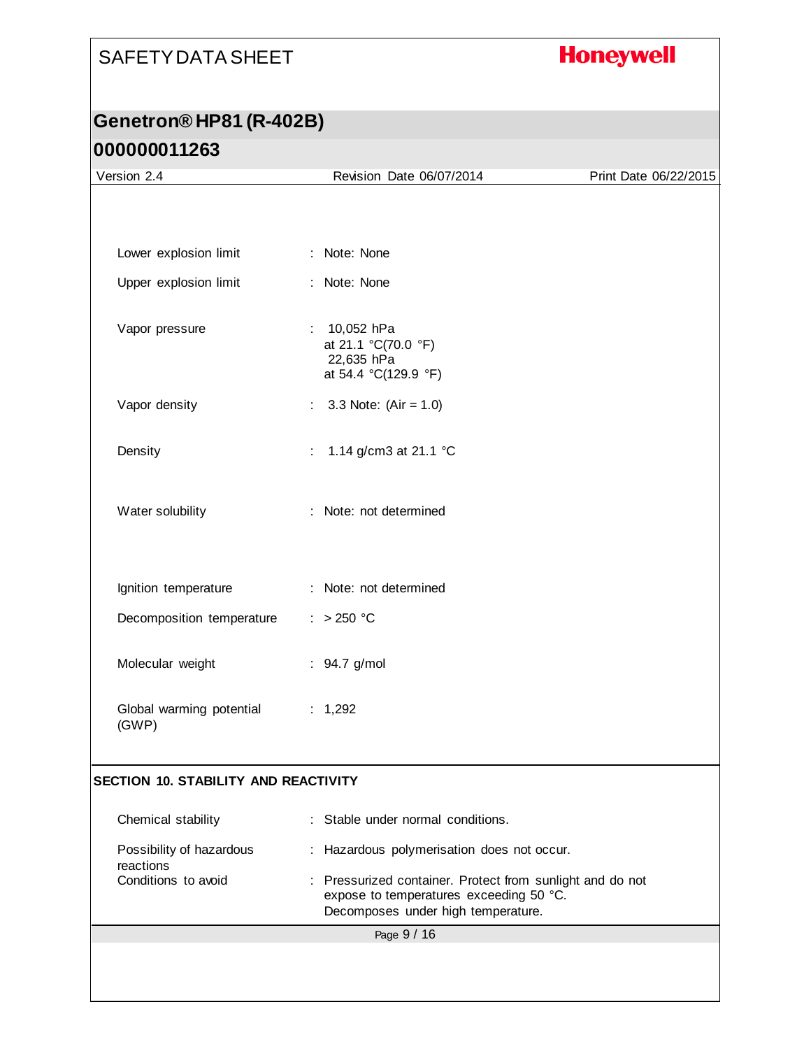| | |
|---|---|
| Lower explosion limit | : Note: None |
| Upper explosion limit | : Note: None |
| Vapor pressure | : 10,052 hPa at 21.1 °C(70.0 °F) 22,635 hPa at 54.4 °C(129.9 °F) |
| Vapor density | : 3.3 Note: (Air = 1.0) |
| Density | : 1.14 g/cm3 at 21.1 °C |
| Water solubility | : Note: not determined |
| Ignition temperature | : Note: not determined |
| Decomposition temperature | : > 250 °C |
| Molecular weight | : 94.7 g/mol |
| Global warming potential (GWP) | : 1,292 |

## SECTION 10. STABILITY AND REACTIVITY

| | |
|---|---|
| Chemical stability | : Stable under normal conditions. |
| Possibility of hazardous reactions | : Hazardous polymerisation does not occur. |
| Conditions to avoid | : Pressurized container. Protect from sunlight and do not expose to temperatures exceeding 50 °C. Decomposes under high temperature. |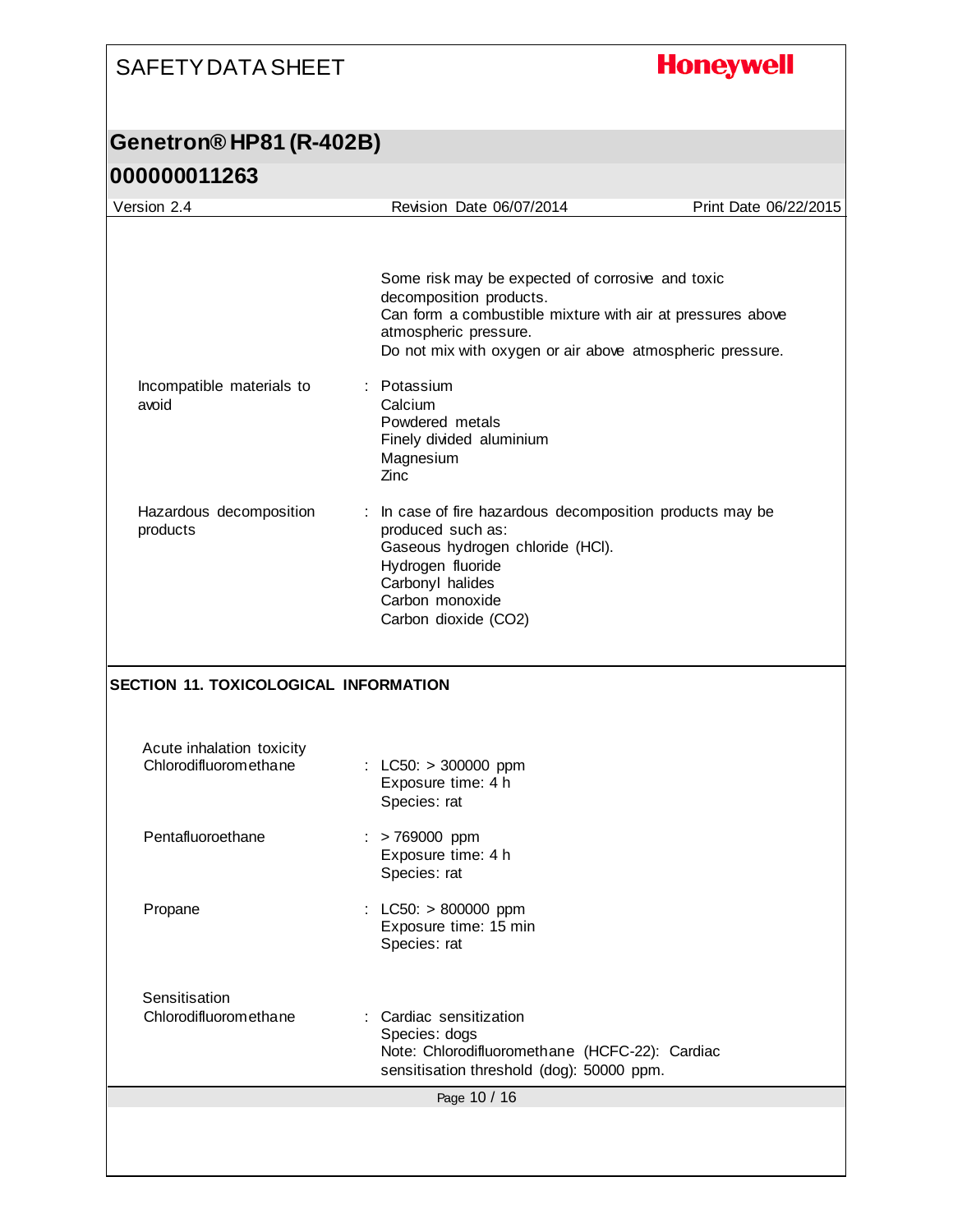Some risk may be expected of corrosive and toxic decomposition products.
Can form a combustible mixture with air at pressures above atmospheric pressure.
Do not mix with oxygen or air above atmospheric pressure.

Incompatible materials to avoid : Potassium
Calcium
Powdered metals
Finely divided aluminium
Magnesium
Zinc

Hazardous decomposition products : In case of fire hazardous decomposition products may be produced such as:
Gaseous hydrogen chloride (HCl).
Hydrogen fluoride
Carbonyl halides
Carbon monoxide
Carbon dioxide ($CO_2$)

## SECTION 11. TOXICOLOGICAL INFORMATION

**Acute inhalation toxicity**

Chlorodifluoromethane : LC50: > 300000 ppm
Exposure time: 4 h
Species: rat

Pentafluoroethane : > 769000 ppm
Exposure time: 4 h
Species: rat

Propane : LC50: > 800000 ppm
Exposure time: 15 min
Species: rat

**Sensitisation**

Chlorodifluoromethane : Cardiac sensitization
Species: dogs
Note: Chlorodifluoromethane (HCFC-22): Cardiac sensitisation threshold (dog): 50000 ppm.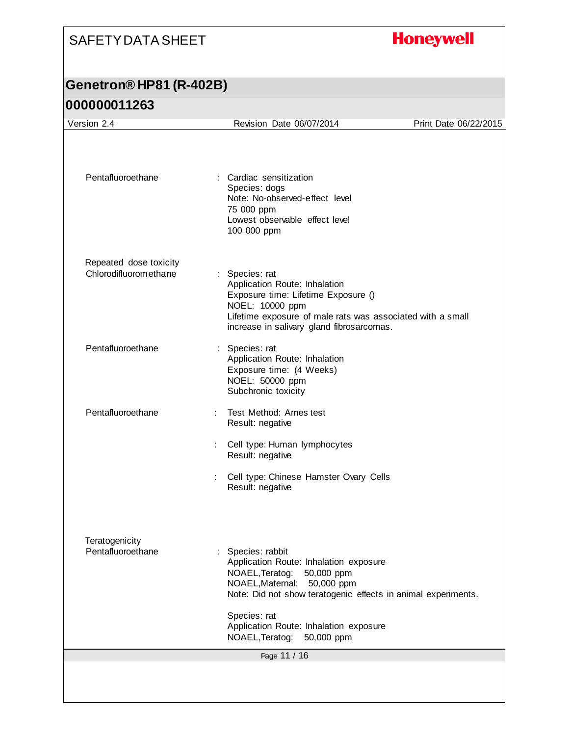Pentafluoroethane : Cardiac sensitization
Species: dogs
Note: No-observed-effect level
75 000 ppm
Lowest observable effect level
100 000 ppm

Repeated dose toxicity

Chlorodifluoromethane : Species: rat
Application Route: Inhalation
Exposure time: Lifetime Exposure ()
NOEL: 10000 ppm
Lifetime exposure of male rats was associated with a small increase in salivary gland fibrosarcomas.

Pentafluoroethane : Species: rat
Application Route: Inhalation
Exposure time: (4 Weeks)
NOEL: 50000 ppm
Subchronic toxicity

Pentafluoroethane : Test Method: Ames test
Result: negative

: Cell type: Human lymphocytes
Result: negative

: Cell type: Chinese Hamster Ovary Cells
Result: negative

Teratogenicity

Pentafluoroethane : Species: rabbit
Application Route: Inhalation exposure
NOAEL,Teratog: 50,000 ppm
NOAEL,Maternal: 50,000 ppm
Note: Did not show teratogenic effects in animal experiments.

Species: rat
Application Route: Inhalation exposure
NOAEL,Teratog: 50,000 ppm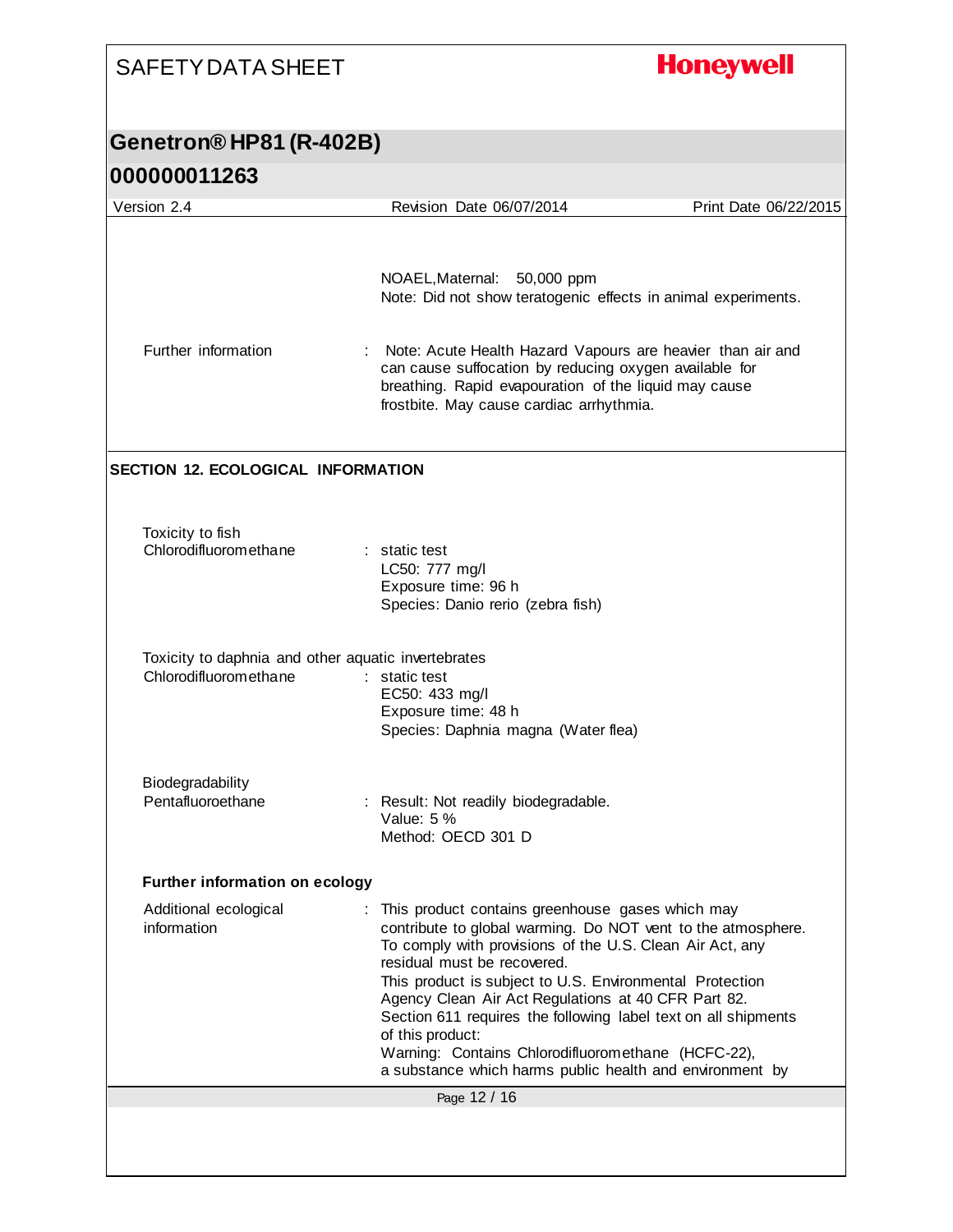NOAEL,Maternal: 50,000 ppm
Note: Did not show teratogenic effects in animal experiments.

Further information : Note: Acute Health Hazard Vapours are heavier than air and can cause suffocation by reducing oxygen available for breathing. Rapid evapouration of the liquid may cause frostbite. May cause cardiac arrhythmia.

## SECTION 12. ECOLOGICAL INFORMATION

**Toxicity to fish**

Chlorodifluoromethane : static test
LC50: 777 mg/l
Exposure time: 96 h
Species: Danio rerio (zebra fish)

**Toxicity to daphnia and other aquatic invertebrates**

Chlorodifluoromethane : static test
EC50: 433 mg/l
Exposure time: 48 h
Species: Daphnia magna (Water flea)

**Biodegradability**

Pentafluoroethane : Result: Not readily biodegradable.
Value: 5 %
Method: OECD 301 D

### Further information on ecology

Additional ecological information : This product contains greenhouse gases which may contribute to global warming. Do NOT vent to the atmosphere. To comply with provisions of the U.S. Clean Air Act, any residual must be recovered.
This product is subject to U.S. Environmental Protection Agency Clean Air Act Regulations at 40 CFR Part 82.
Section 611 requires the following label text on all shipments of this product:
Warning: Contains Chlorodifluoromethane (HCFC-22), a substance which harms public health and environment by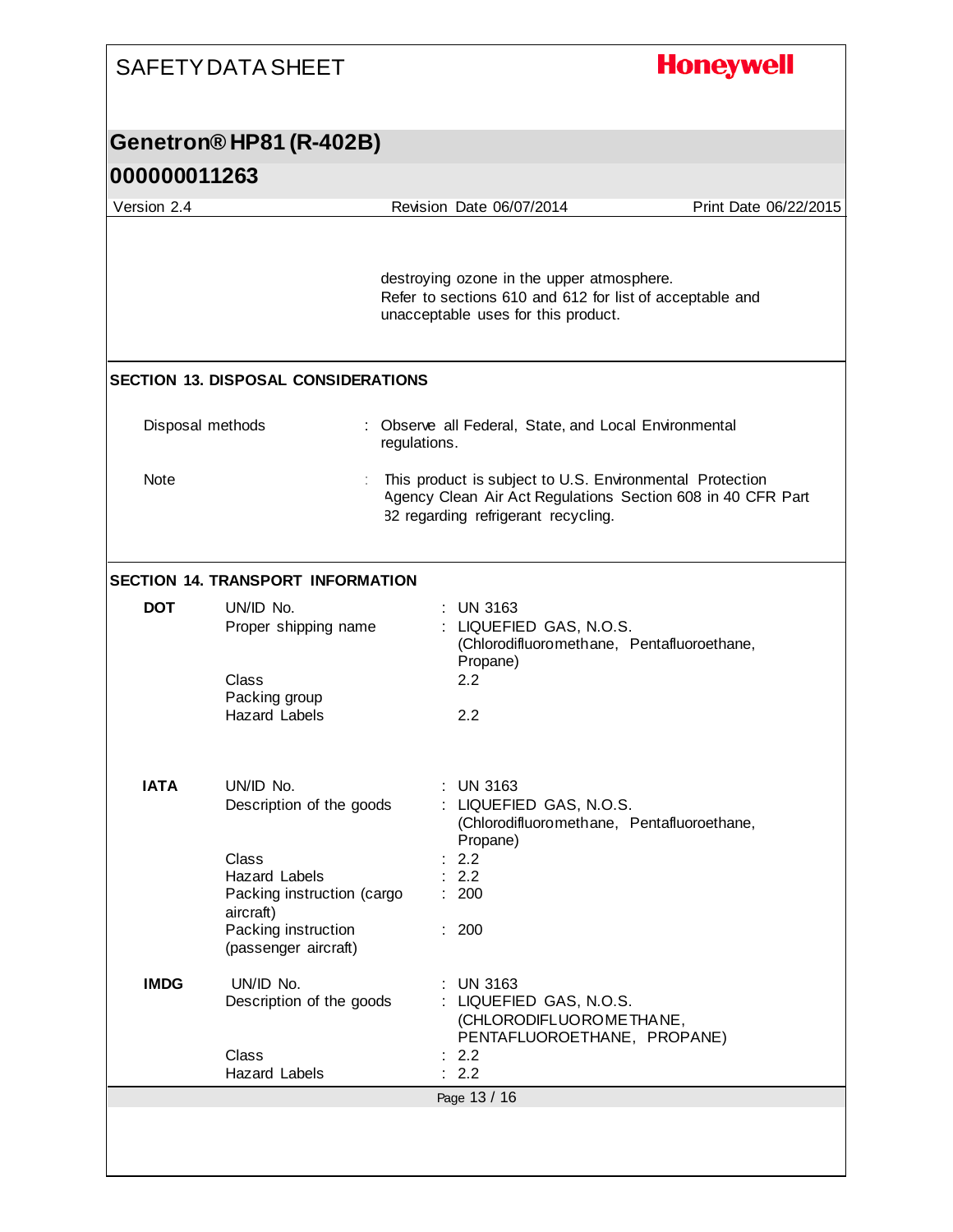destroying ozone in the upper atmosphere.
Refer to sections 610 and 612 for list of acceptable and unacceptable uses for this product.

## SECTION 13. DISPOSAL CONSIDERATIONS

| | | |
|---|---|---|
| Disposal methods | : | Observe all Federal, State, and Local Environmental regulations. |
| Note | : | This product is subject to U.S. Environmental Protection Agency Clean Air Act Regulations Section 608 in 40 CFR Part 82 regarding refrigerant recycling. |

## SECTION 14. TRANSPORT INFORMATION

**DOT**

| | | |
|---|---|---|
| UN/ID No. | : | UN 3163 |
| Proper shipping name | : | LIQUEFIED GAS, N.O.S. (Chlorodifluoromethane, Pentafluoroethane, Propane) |
| Class | | 2.2 |
| Packing group | | |
| Hazard Labels | | 2.2 |

**IATA**

| | | |
|---|---|---|
| UN/ID No. | : | UN 3163 |
| Description of the goods | : | LIQUEFIED GAS, N.O.S. (Chlorodifluoromethane, Pentafluoroethane, Propane) |
| Class | : | 2.2 |
| Hazard Labels | : | 2.2 |
| Packing instruction (cargo aircraft) | : | 200 |
| Packing instruction (passenger aircraft) | : | 200 |

**IMDG**

| | | |
|---|---|---|
| UN/ID No. | : | UN 3163 |
| Description of the goods | : | LIQUEFIED GAS, N.O.S. (CHLORODIFLUOROMETHANE, PENTAFLUOROETHANE, PROPANE) |
| Class | : | 2.2 |
| Hazard Labels | : | 2.2 |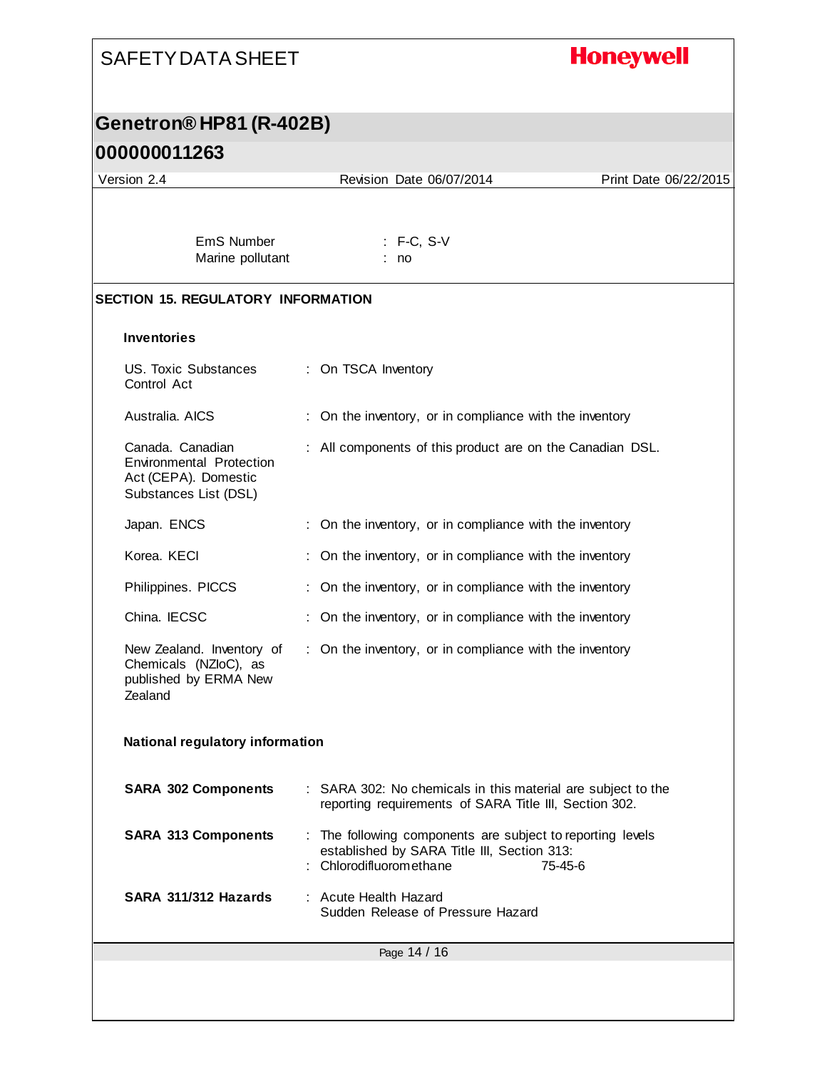EmS Number : F-C, S-V
Marine pollutant : no

## SECTION 15. REGULATORY INFORMATION

### Inventories

| | |
|---|---|
| US. Toxic Substances Control Act | : On TSCA Inventory |
| Australia. AICS | : On the inventory, or in compliance with the inventory |
| Canada. Canadian Environmental Protection Act (CEPA). Domestic Substances List (DSL) | : All components of this product are on the Canadian DSL. |
| Japan. ENCS | : On the inventory, or in compliance with the inventory |
| Korea. KECI | : On the inventory, or in compliance with the inventory |
| Philippines. PICCS | : On the inventory, or in compliance with the inventory |
| China. IECSC | : On the inventory, or in compliance with the inventory |
| New Zealand. Inventory of Chemicals (NZIoC), as published by ERMA New Zealand | : On the inventory, or in compliance with the inventory |

### National regulatory information

**SARA 302 Components** : SARA 302: No chemicals in this material are subject to the reporting requirements of SARA Title III, Section 302.

**SARA 313 Components** : The following components are subject to reporting levels established by SARA Title III, Section 313:
: Chlorodifluoromethane 75-45-6

**SARA 311/312 Hazards** : Acute Health Hazard
Sudden Release of Pressure Hazard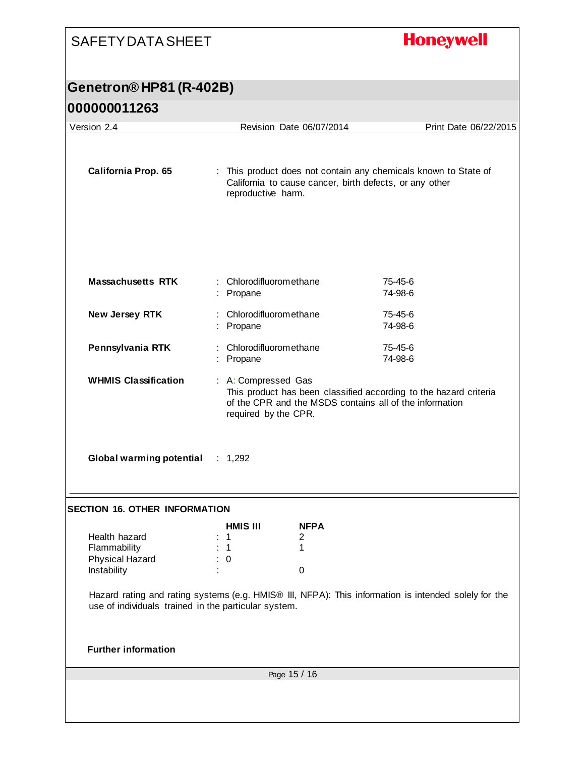**California Prop. 65** : This product does not contain any chemicals known to State of California to cause cancer, birth defects, or any other reproductive harm.

| | | |
|---|---|---|
| **Massachusetts RTK** | : Chlorodifluoromethane | 75-45-6 |
| | : Propane | 74-98-6 |
| **New Jersey RTK** | : Chlorodifluoromethane | 75-45-6 |
| | : Propane | 74-98-6 |
| **Pennsylvania RTK** | : Chlorodifluoromethane | 75-45-6 |
| | : Propane | 74-98-6 |

**WHMIS Classification** : A: Compressed Gas
This product has been classified according to the hazard criteria of the CPR and the MSDS contains all of the information required by the CPR.

**Global warming potential** : 1,292

## SECTION 16. OTHER INFORMATION

| | HMIS III | NFPA |
|---|---|---|
| Health hazard | 1 | 2 |
| Flammability | 1 | 1 |
| Physical Hazard | 0 | |
| Instability | | 0 |

Hazard rating and rating systems (e.g. HMIS® III, NFPA): This information is intended solely for the use of individuals trained in the particular system.

**Further information**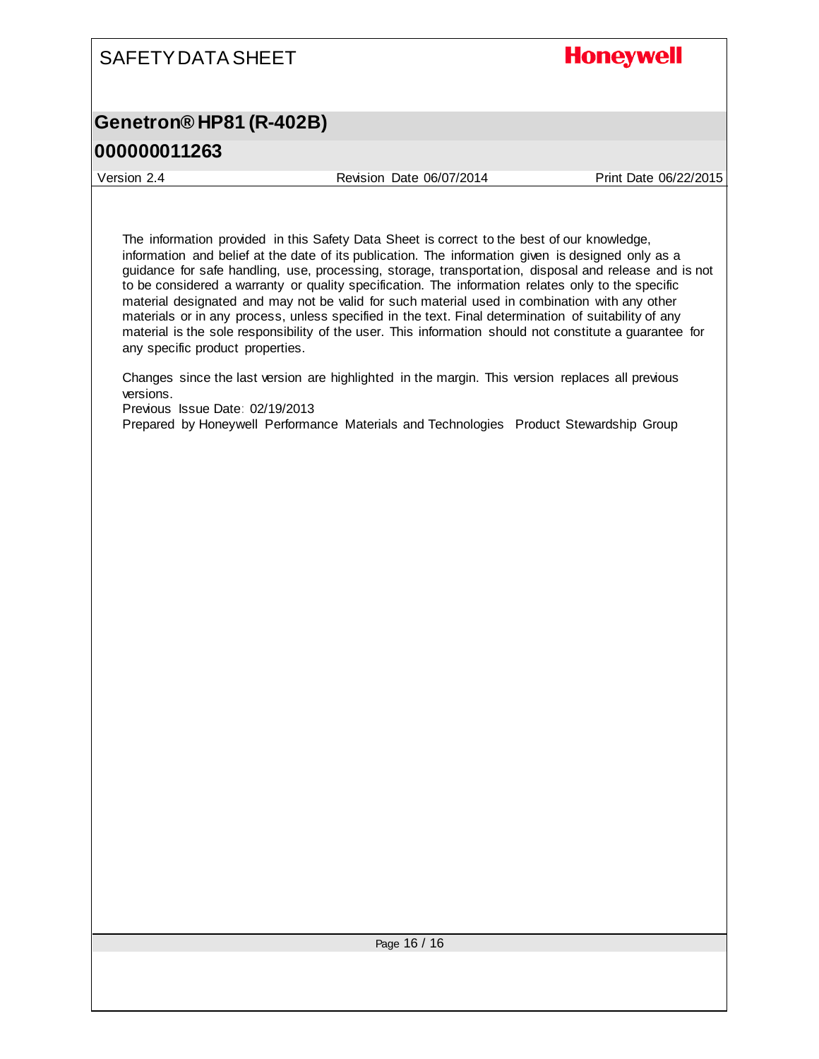The information provided in this Safety Data Sheet is correct to the best of our knowledge, information and belief at the date of its publication. The information given is designed only as a guidance for safe handling, use, processing, storage, transportation, disposal and release and is not to be considered a warranty or quality specification. The information relates only to the specific material designated and may not be valid for such material used in combination with any other materials or in any process, unless specified in the text. Final determination of suitability of any material is the sole responsibility of the user. This information should not constitute a guarantee for any specific product properties.

Changes since the last version are highlighted in the margin. This version replaces all previous versions.
Previous Issue Date: 02/19/2013
Prepared by Honeywell Performance Materials and Technologies Product Stewardship Group